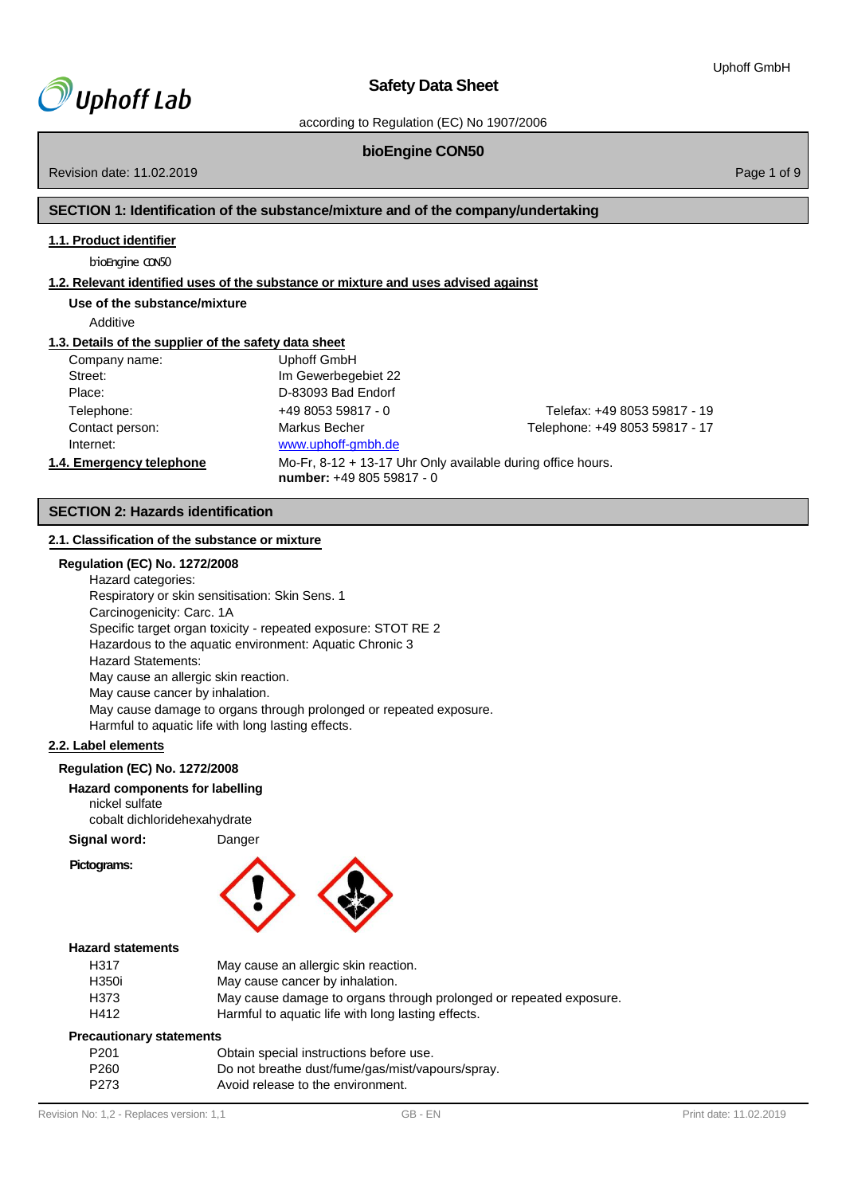# Safety Data Sheet

according to Regulation (EC) No 1907/2006

## bioEngine CON50

Revision date: 11.02.2019

## SECTION 1: Identification of the substance/mixture and of the company/undertaking

### 1.1. Product identifier

bioEngine CON50

### 1.2. Relevant identified uses of the substance or mixture and uses advised against

**Use of the substance/mixture**

Additive

### 1.3. Details of the supplier of the safety data sheet

| | | |
|---|---|---|
| Company name: | Uphoff GmbH | |
| Street: | Im Gewerbegebiet 22 | |
| Place: | D-83093 Bad Endorf | |
| Telephone: | +49 8053 59817 - 0 | Telefax: +49 8053 59817 - 19 |
| Contact person: | Markus Becher | Telephone: +49 8053 59817 - 17 |
| Internet: | www.uphoff-gmbh.de | |

### 1.4. Emergency telephone number:

Mo-Fr, 8-12 + 13-17 Uhr Only available during office hours.
+49 805 59817 - 0

## SECTION 2: Hazards identification

### 2.1. Classification of the substance or mixture

**Regulation (EC) No. 1272/2008**

Hazard categories:
Respiratory or skin sensitisation: Skin Sens. 1
Carcinogenicity: Carc. 1A
Specific target organ toxicity - repeated exposure: STOT RE 2
Hazardous to the aquatic environment: Aquatic Chronic 3
Hazard Statements:
May cause an allergic skin reaction.
May cause cancer by inhalation.
May cause damage to organs through prolonged or repeated exposure.
Harmful to aquatic life with long lasting effects.

### 2.2. Label elements

**Regulation (EC) No. 1272/2008**

**Hazard components for labelling**

nickel sulfate
cobalt dichloridehexahydrate

**Signal word:** Danger

**Pictograms:**

**Hazard statements**

| | |
|---|---|
| H317 | May cause an allergic skin reaction. |
| H350i | May cause cancer by inhalation. |
| H373 | May cause damage to organs through prolonged or repeated exposure. |
| H412 | Harmful to aquatic life with long lasting effects. |

**Precautionary statements**

| | |
|---|---|
| P201 | Obtain special instructions before use. |
| P260 | Do not breathe dust/fume/gas/mist/vapours/spray. |
| P273 | Avoid release to the environment. |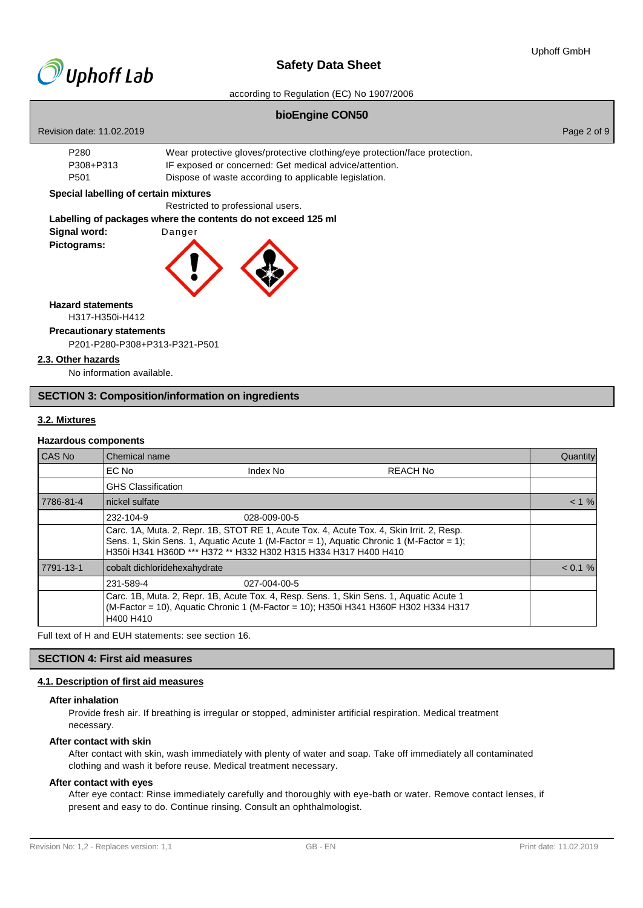| | |
|---|---|
| P280 | Wear protective gloves/protective clothing/eye protection/face protection. |
| P308+P313 | IF exposed or concerned: Get medical advice/attention. |
| P501 | Dispose of waste according to applicable legislation. |

**Special labelling of certain mixtures**

Restricted to professional users.

**Labelling of packages where the contents do not exceed 125 ml**

**Signal word:** Danger

**Pictograms:**

**Hazard statements**

H317-H350i-H412

**Precautionary statements**

P201-P280-P308+P313-P321-P501

### 2.3. Other hazards

No information available.

## SECTION 3: Composition/information on ingredients

### 3.2. Mixtures

**Hazardous components**

| CAS No | Chemical name | | | Quantity |
|---|---|---|---|---|
| | EC No | Index No | REACH No | |
| | GHS Classification | | | |
| 7786-81-4 | nickel sulfate | | | < 1 % |
| | 232-104-9 | 028-009-00-5 | | |
| | Carc. 1A, Muta. 2, Repr. 1B, STOT RE 1, Acute Tox. 4, Acute Tox. 4, Skin Irrit. 2, Resp. Sens. 1, Skin Sens. 1, Aquatic Acute 1 (M-Factor = 1), Aquatic Chronic 1 (M-Factor = 1); H350i H341 H360D *** H372 ** H332 H302 H315 H334 H317 H400 H410 | | | |
| 7791-13-1 | cobalt dichloridehexahydrate | | | < 0.1 % |
| | 231-589-4 | 027-004-00-5 | | |
| | Carc. 1B, Muta. 2, Repr. 1B, Acute Tox. 4, Resp. Sens. 1, Skin Sens. 1, Aquatic Acute 1 (M-Factor = 10), Aquatic Chronic 1 (M-Factor = 10); H350i H341 H360F H302 H334 H317 H400 H410 | | | |

Full text of H and EUH statements: see section 16.

## SECTION 4: First aid measures

### 4.1. Description of first aid measures

**After inhalation**

Provide fresh air. If breathing is irregular or stopped, administer artificial respiration. Medical treatment necessary.

**After contact with skin**

After contact with skin, wash immediately with plenty of water and soap. Take off immediately all contaminated clothing and wash it before reuse. Medical treatment necessary.

**After contact with eyes**

After eye contact: Rinse immediately carefully and thoroughly with eye-bath or water. Remove contact lenses, if present and easy to do. Continue rinsing. Consult an ophthalmologist.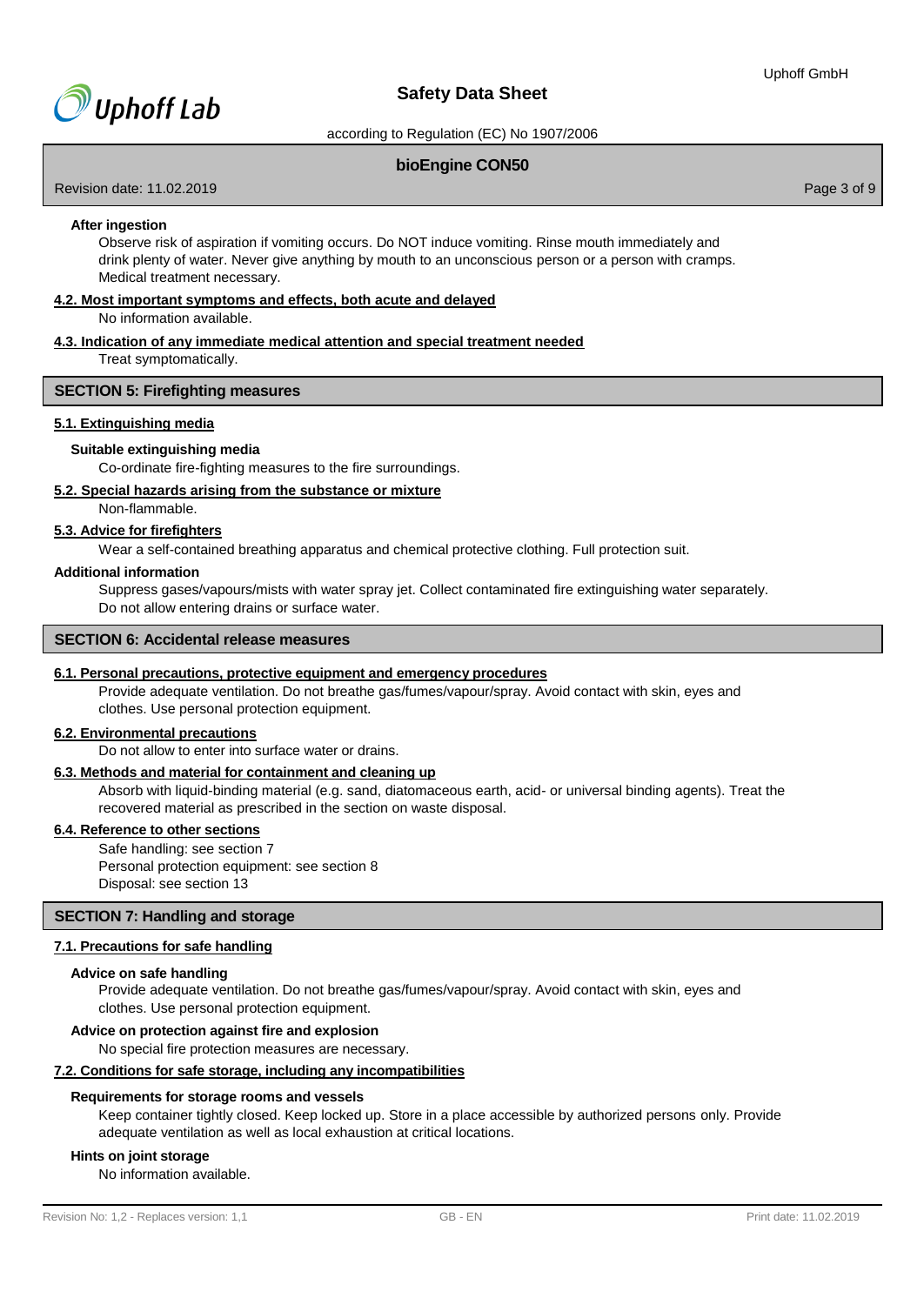**After ingestion**

Observe risk of aspiration if vomiting occurs. Do NOT induce vomiting. Rinse mouth immediately and drink plenty of water. Never give anything by mouth to an unconscious person or a person with cramps. Medical treatment necessary.

### 4.2. Most important symptoms and effects, both acute and delayed

No information available.

### 4.3. Indication of any immediate medical attention and special treatment needed

Treat symptomatically.

## SECTION 5: Firefighting measures

### 5.1. Extinguishing media

**Suitable extinguishing media**

Co-ordinate fire-fighting measures to the fire surroundings.

### 5.2. Special hazards arising from the substance or mixture

Non-flammable.

### 5.3. Advice for firefighters

Wear a self-contained breathing apparatus and chemical protective clothing. Full protection suit.

**Additional information**

Suppress gases/vapours/mists with water spray jet. Collect contaminated fire extinguishing water separately. Do not allow entering drains or surface water.

## SECTION 6: Accidental release measures

### 6.1. Personal precautions, protective equipment and emergency procedures

Provide adequate ventilation. Do not breathe gas/fumes/vapour/spray. Avoid contact with skin, eyes and clothes. Use personal protection equipment.

### 6.2. Environmental precautions

Do not allow to enter into surface water or drains.

### 6.3. Methods and material for containment and cleaning up

Absorb with liquid-binding material (e.g. sand, diatomaceous earth, acid- or universal binding agents). Treat the recovered material as prescribed in the section on waste disposal.

### 6.4. Reference to other sections

Safe handling: see section 7
Personal protection equipment: see section 8
Disposal: see section 13

## SECTION 7: Handling and storage

### 7.1. Precautions for safe handling

**Advice on safe handling**

Provide adequate ventilation. Do not breathe gas/fumes/vapour/spray. Avoid contact with skin, eyes and clothes. Use personal protection equipment.

**Advice on protection against fire and explosion**

No special fire protection measures are necessary.

### 7.2. Conditions for safe storage, including any incompatibilities

**Requirements for storage rooms and vessels**

Keep container tightly closed. Keep locked up. Store in a place accessible by authorized persons only. Provide adequate ventilation as well as local exhaustion at critical locations.

**Hints on joint storage**

No information available.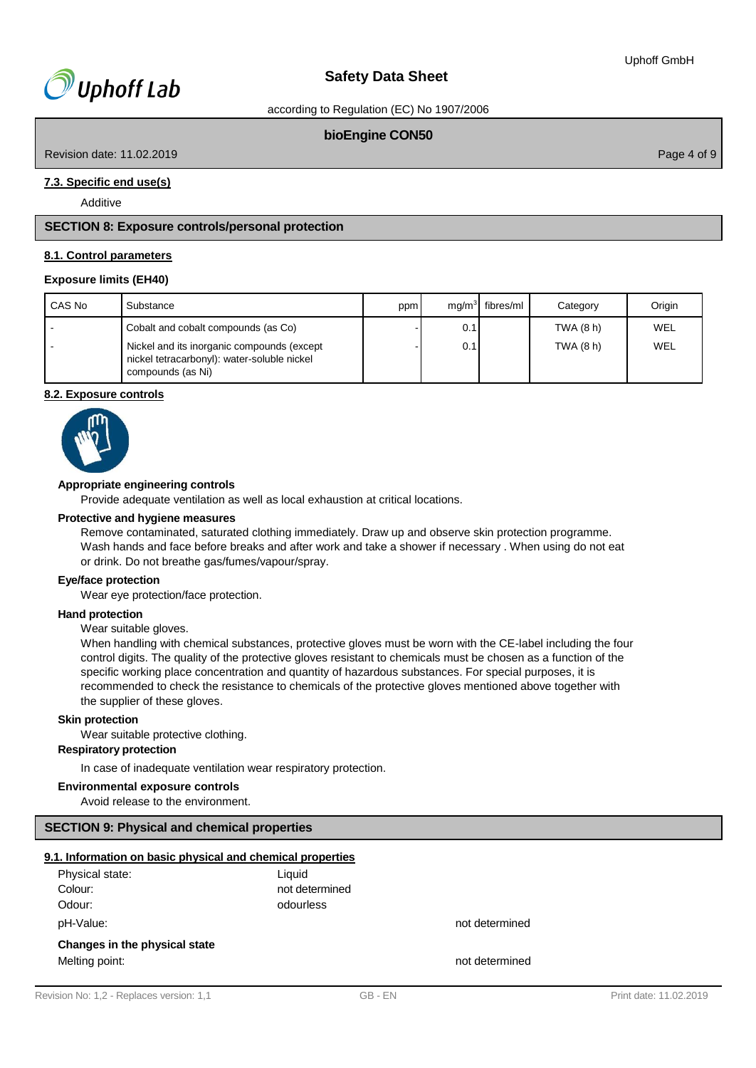### 7.3. Specific end use(s)

Additive

## SECTION 8: Exposure controls/personal protection

### 8.1. Control parameters

**Exposure limits (EH40)**

| CAS No | Substance | ppm | $mg/m^3$ | fibres/ml | Category | Origin |
|---|---|---|---|---|---|---|
| - | Cobalt and cobalt compounds (as Co) | - | 0.1 | | TWA (8 h) | WEL |
| - | Nickel and its inorganic compounds (except nickel tetracarbonyl): water-soluble nickel compounds (as Ni) | - | 0.1 | | TWA (8 h) | WEL |

### 8.2. Exposure controls

**Appropriate engineering controls**

Provide adequate ventilation as well as local exhaustion at critical locations.

**Protective and hygiene measures**

Remove contaminated, saturated clothing immediately. Draw up and observe skin protection programme. Wash hands and face before breaks and after work and take a shower if necessary . When using do not eat or drink. Do not breathe gas/fumes/vapour/spray.

**Eye/face protection**

Wear eye protection/face protection.

**Hand protection**

Wear suitable gloves.

When handling with chemical substances, protective gloves must be worn with the CE-label including the four control digits. The quality of the protective gloves resistant to chemicals must be chosen as a function of the specific working place concentration and quantity of hazardous substances. For special purposes, it is recommended to check the resistance to chemicals of the protective gloves mentioned above together with the supplier of these gloves.

**Skin protection**

Wear suitable protective clothing.

**Respiratory protection**

In case of inadequate ventilation wear respiratory protection.

**Environmental exposure controls**

Avoid release to the environment.

## SECTION 9: Physical and chemical properties

### 9.1. Information on basic physical and chemical properties

Physical state: Liquid
Colour: not determined
Odour: odourless

pH-Value: not determined

**Changes in the physical state**

Melting point: not determined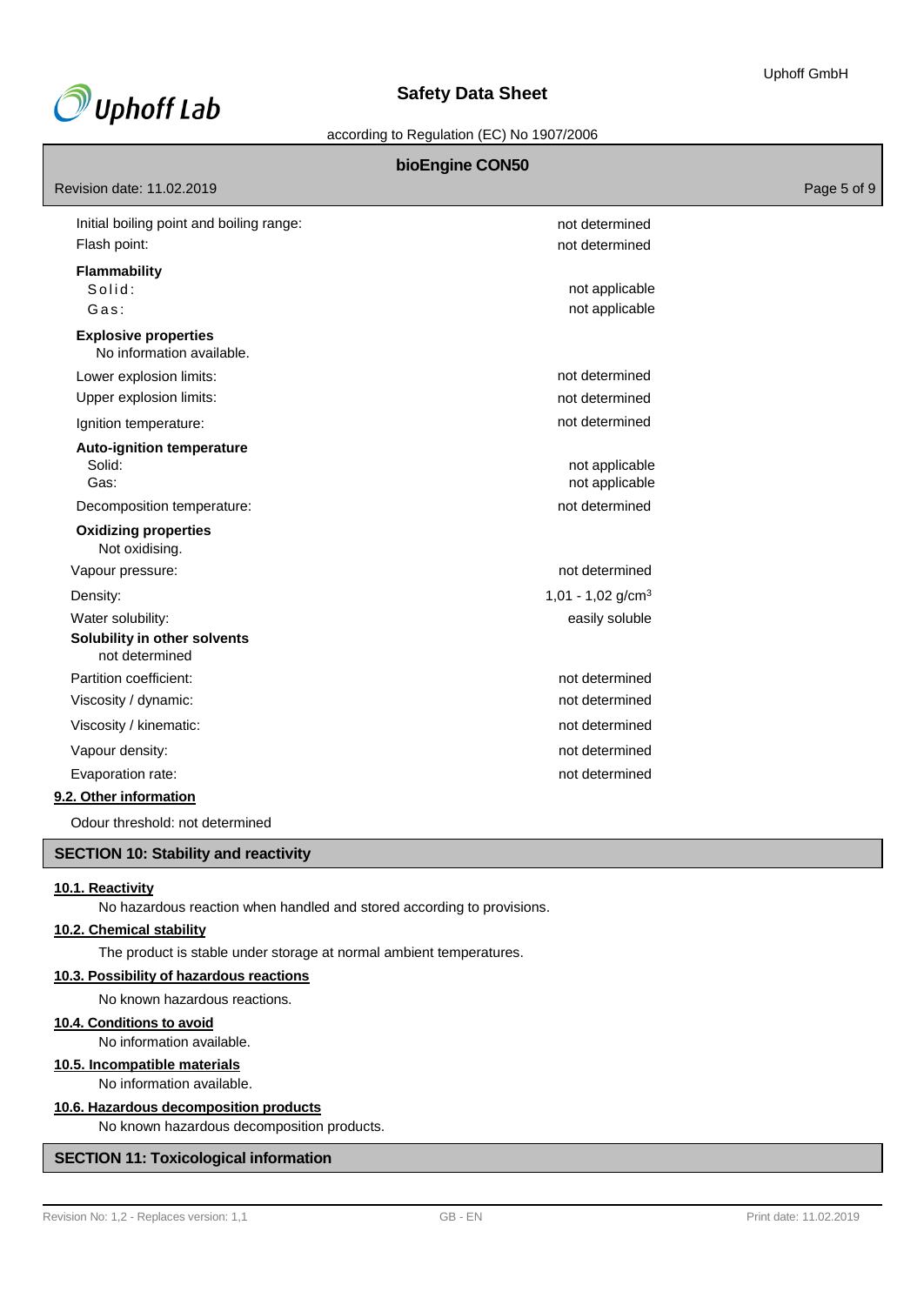| | |
|---|---|
| Initial boiling point and boiling range: | not determined |
| Flash point: | not determined |

**Flammability**

| | |
|---|---|
| Solid: | not applicable |
| Gas: | not applicable |

**Explosive properties**

No information available.

| | |
|---|---|
| Lower explosion limits: | not determined |
| Upper explosion limits: | not determined |
| Ignition temperature: | not determined |

**Auto-ignition temperature**

| | |
|---|---|
| Solid: | not applicable |
| Gas: | not applicable |
| Decomposition temperature: | not determined |

**Oxidizing properties**

Not oxidising.

| | |
|---|---|
| Vapour pressure: | not determined |
| Density: | 1,01 - 1,02 g/cm$^3$ |
| Water solubility: | easily soluble |

**Solubility in other solvents**

not determined

| | |
|---|---|
| Partition coefficient: | not determined |
| Viscosity / dynamic: | not determined |
| Viscosity / kinematic: | not determined |
| Vapour density: | not determined |
| Evaporation rate: | not determined |

**9.2. Other information**

Odour threshold: not determined

## SECTION 10: Stability and reactivity

**10.1. Reactivity**

No hazardous reaction when handled and stored according to provisions.

**10.2. Chemical stability**

The product is stable under storage at normal ambient temperatures.

**10.3. Possibility of hazardous reactions**

No known hazardous reactions.

**10.4. Conditions to avoid**

No information available.

**10.5. Incompatible materials**

No information available.

**10.6. Hazardous decomposition products**

No known hazardous decomposition products.

## SECTION 11: Toxicological information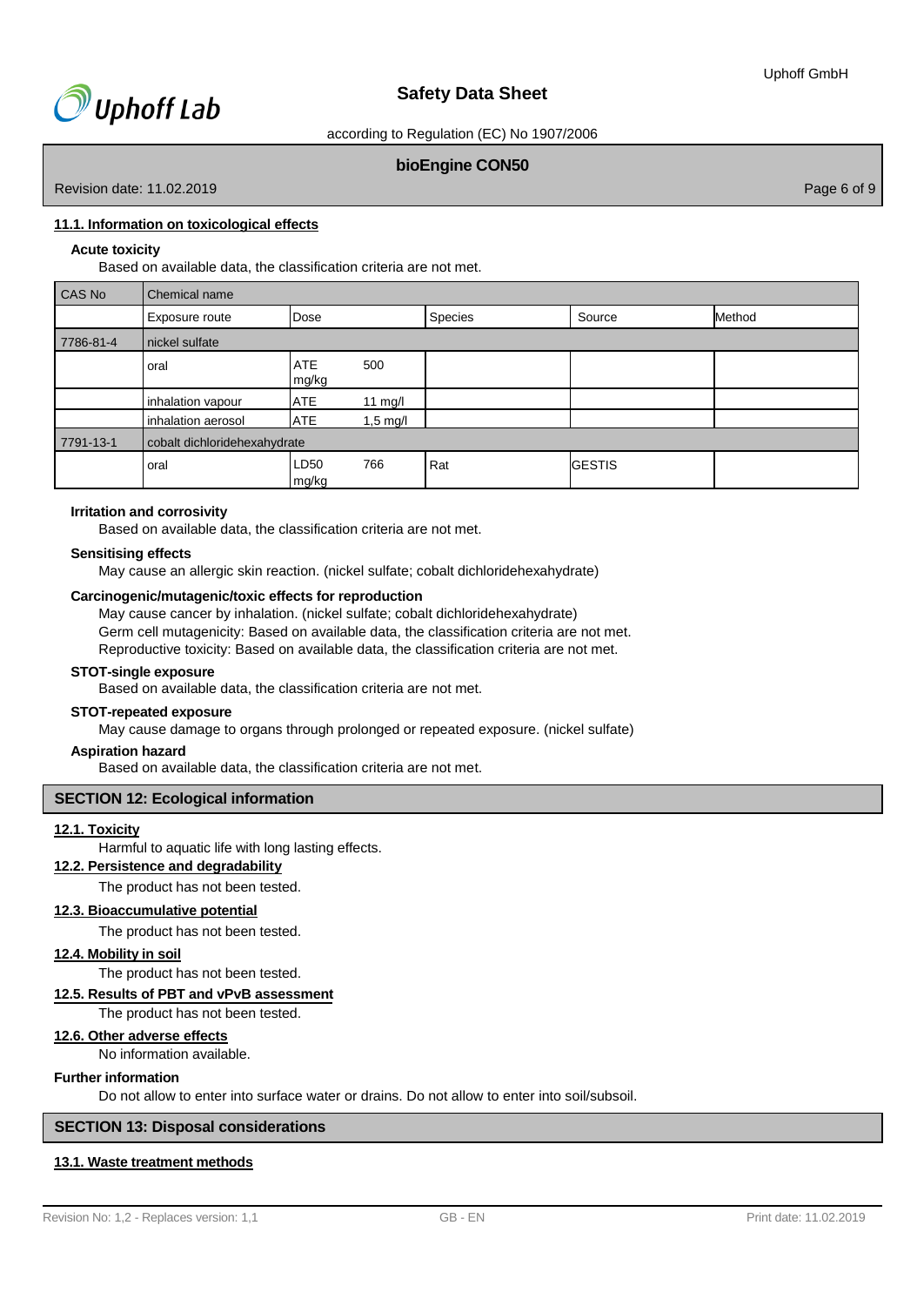### 11.1. Information on toxicological effects

**Acute toxicity**

Based on available data, the classification criteria are not met.

| CAS No | Chemical name | | | | |
|---|---|---|---|---|---|
| | Exposure route | Dose | Species | Source | Method |
| 7786-81-4 | nickel sulfate | | | | |
| | oral | ATE 500 mg/kg | | | |
| | inhalation vapour | ATE 11 mg/l | | | |
| | inhalation aerosol | ATE 1,5 mg/l | | | |
| 7791-13-1 | cobalt dichloridehexahydrate | | | | |
| | oral | LD50 766 mg/kg | Rat | GESTIS | |

**Irritation and corrosivity**

Based on available data, the classification criteria are not met.

**Sensitising effects**

May cause an allergic skin reaction. (nickel sulfate; cobalt dichloridehexahydrate)

**Carcinogenic/mutagenic/toxic effects for reproduction**

May cause cancer by inhalation. (nickel sulfate; cobalt dichloridehexahydrate)
Germ cell mutagenicity: Based on available data, the classification criteria are not met.
Reproductive toxicity: Based on available data, the classification criteria are not met.

**STOT-single exposure**

Based on available data, the classification criteria are not met.

**STOT-repeated exposure**

May cause damage to organs through prolonged or repeated exposure. (nickel sulfate)

**Aspiration hazard**

Based on available data, the classification criteria are not met.

## SECTION 12: Ecological information

### 12.1. Toxicity

Harmful to aquatic life with long lasting effects.

### 12.2. Persistence and degradability

The product has not been tested.

### 12.3. Bioaccumulative potential

The product has not been tested.

### 12.4. Mobility in soil

The product has not been tested.

### 12.5. Results of PBT and vPvB assessment

The product has not been tested.

### 12.6. Other adverse effects

No information available.

**Further information**

Do not allow to enter into surface water or drains. Do not allow to enter into soil/subsoil.

## SECTION 13: Disposal considerations

### 13.1. Waste treatment methods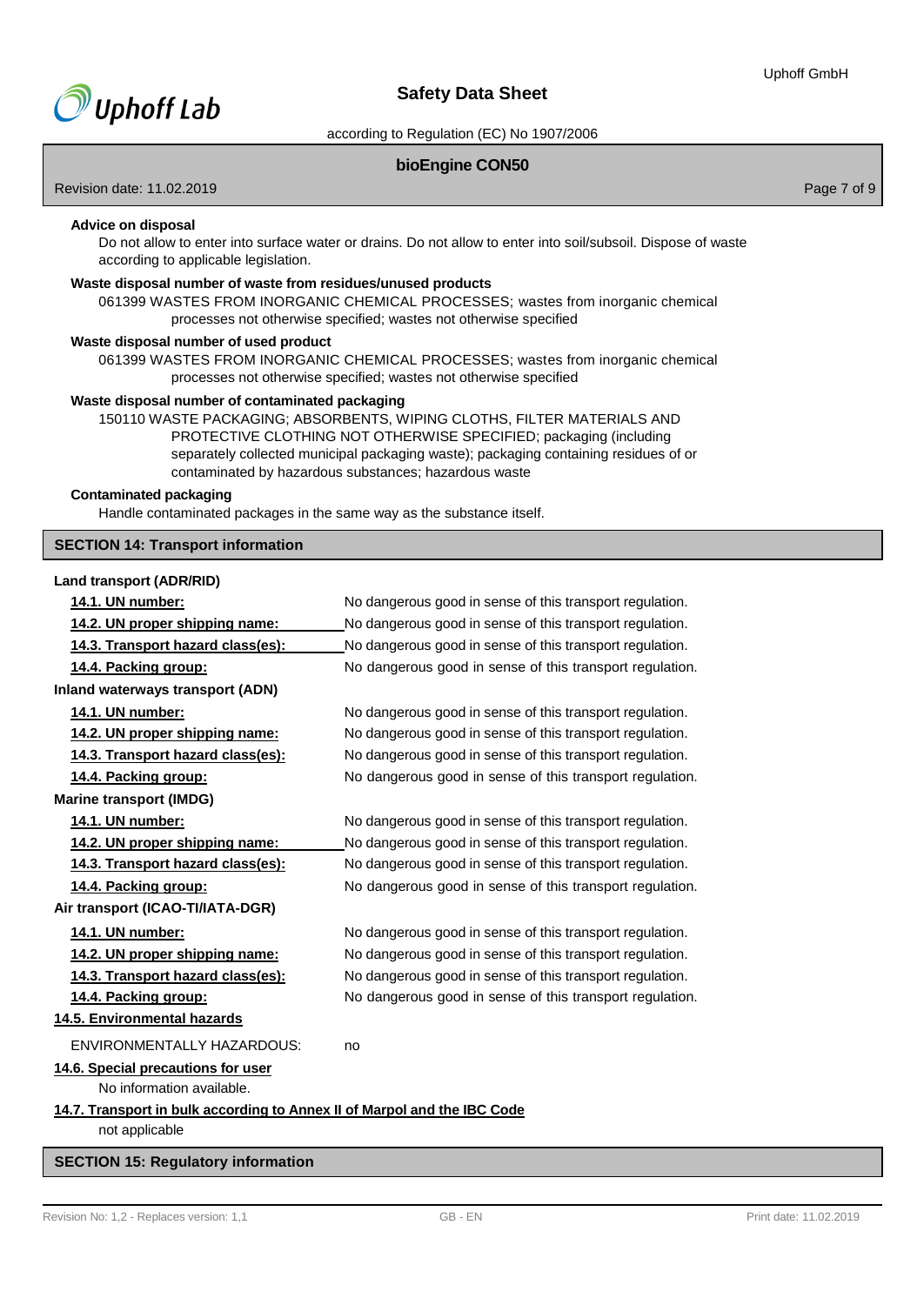**Advice on disposal**

Do not allow to enter into surface water or drains. Do not allow to enter into soil/subsoil. Dispose of waste according to applicable legislation.

**Waste disposal number of waste from residues/unused products**

061399 WASTES FROM INORGANIC CHEMICAL PROCESSES; wastes from inorganic chemical processes not otherwise specified; wastes not otherwise specified

**Waste disposal number of used product**

061399 WASTES FROM INORGANIC CHEMICAL PROCESSES; wastes from inorganic chemical processes not otherwise specified; wastes not otherwise specified

**Waste disposal number of contaminated packaging**

150110 WASTE PACKAGING; ABSORBENTS, WIPING CLOTHS, FILTER MATERIALS AND PROTECTIVE CLOTHING NOT OTHERWISE SPECIFIED; packaging (including separately collected municipal packaging waste); packaging containing residues of or contaminated by hazardous substances; hazardous waste

**Contaminated packaging**

Handle contaminated packages in the same way as the substance itself.

## SECTION 14: Transport information

**Land transport (ADR/RID)**

| | |
|---|---|
| **14.1. UN number:** | No dangerous good in sense of this transport regulation. |
| **14.2. UN proper shipping name:** | No dangerous good in sense of this transport regulation. |
| **14.3. Transport hazard class(es):** | No dangerous good in sense of this transport regulation. |
| **14.4. Packing group:** | No dangerous good in sense of this transport regulation. |

**Inland waterways transport (ADN)**

| | |
|---|---|
| **14.1. UN number:** | No dangerous good in sense of this transport regulation. |
| **14.2. UN proper shipping name:** | No dangerous good in sense of this transport regulation. |
| **14.3. Transport hazard class(es):** | No dangerous good in sense of this transport regulation. |
| **14.4. Packing group:** | No dangerous good in sense of this transport regulation. |

**Marine transport (IMDG)**

| | |
|---|---|
| **14.1. UN number:** | No dangerous good in sense of this transport regulation. |
| **14.2. UN proper shipping name:** | No dangerous good in sense of this transport regulation. |
| **14.3. Transport hazard class(es):** | No dangerous good in sense of this transport regulation. |
| **14.4. Packing group:** | No dangerous good in sense of this transport regulation. |

**Air transport (ICAO-TI/IATA-DGR)**

| | |
|---|---|
| **14.1. UN number:** | No dangerous good in sense of this transport regulation. |
| **14.2. UN proper shipping name:** | No dangerous good in sense of this transport regulation. |
| **14.3. Transport hazard class(es):** | No dangerous good in sense of this transport regulation. |
| **14.4. Packing group:** | No dangerous good in sense of this transport regulation. |

**14.5. Environmental hazards**

ENVIRONMENTALLY HAZARDOUS: no

**14.6. Special precautions for user**

No information available.

**14.7. Transport in bulk according to Annex II of Marpol and the IBC Code**

not applicable

## SECTION 15: Regulatory information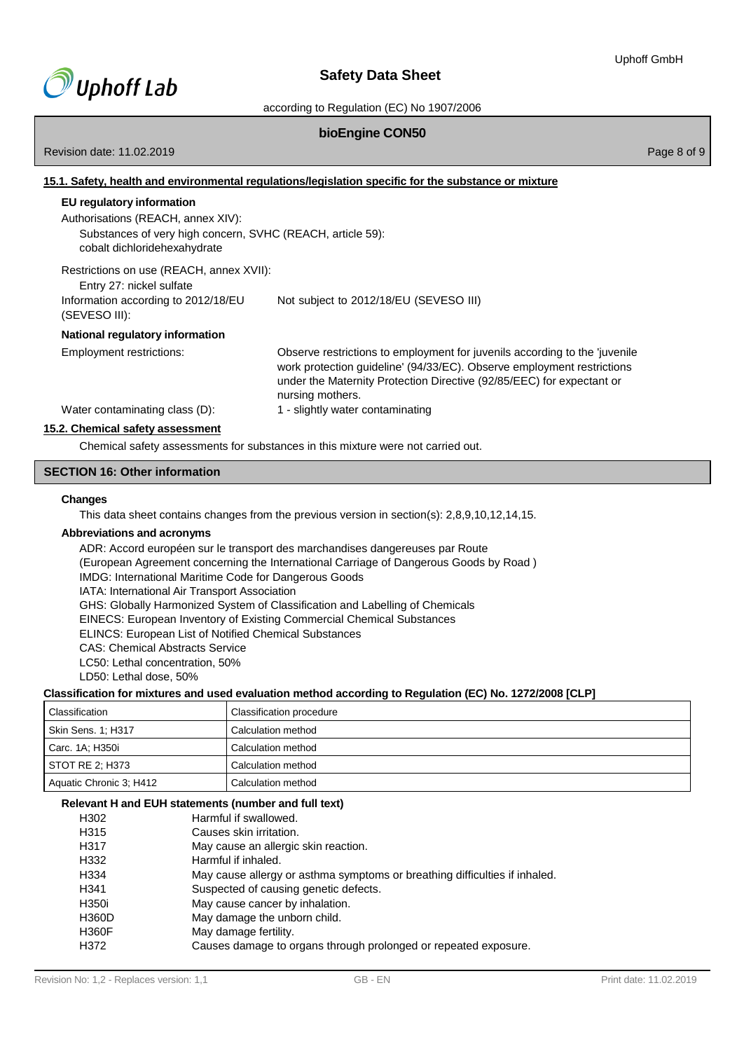## 15.1. Safety, health and environmental regulations/legislation specific for the substance or mixture

**EU regulatory information**

Authorisations (REACH, annex XIV):

Substances of very high concern, SVHC (REACH, article 59):
cobalt dichloridehexahydrate

Restrictions on use (REACH, annex XVII):

Entry 27: nickel sulfate

Information according to 2012/18/EU (SEVESO III): Not subject to 2012/18/EU (SEVESO III)

**National regulatory information**

Employment restrictions: Observe restrictions to employment for juvenils according to the 'juvenile work protection guideline' (94/33/EC). Observe employment restrictions under the Maternity Protection Directive (92/85/EEC) for expectant or nursing mothers.

Water contaminating class (D): 1 - slightly water contaminating

## 15.2. Chemical safety assessment

Chemical safety assessments for substances in this mixture were not carried out.

## SECTION 16: Other information

**Changes**

This data sheet contains changes from the previous version in section(s): 2,8,9,10,12,14,15.

**Abbreviations and acronyms**

ADR: Accord européen sur le transport des marchandises dangereuses par Route
(European Agreement concerning the International Carriage of Dangerous Goods by Road )
IMDG: International Maritime Code for Dangerous Goods
IATA: International Air Transport Association
GHS: Globally Harmonized System of Classification and Labelling of Chemicals
EINECS: European Inventory of Existing Commercial Chemical Substances
ELINCS: European List of Notified Chemical Substances
CAS: Chemical Abstracts Service
LC50: Lethal concentration, 50%
LD50: Lethal dose, 50%

**Classification for mixtures and used evaluation method according to Regulation (EC) No. 1272/2008 [CLP]**

| Classification | Classification procedure |
|---|---|
| Skin Sens. 1; H317 | Calculation method |
| Carc. 1A; H350i | Calculation method |
| STOT RE 2; H373 | Calculation method |
| Aquatic Chronic 3; H412 | Calculation method |

**Relevant H and EUH statements (number and full text)**

| | |
|---|---|
| H302 | Harmful if swallowed. |
| H315 | Causes skin irritation. |
| H317 | May cause an allergic skin reaction. |
| H332 | Harmful if inhaled. |
| H334 | May cause allergy or asthma symptoms or breathing difficulties if inhaled. |
| H341 | Suspected of causing genetic defects. |
| H350i | May cause cancer by inhalation. |
| H360D | May damage the unborn child. |
| H360F | May damage fertility. |
| H372 | Causes damage to organs through prolonged or repeated exposure. |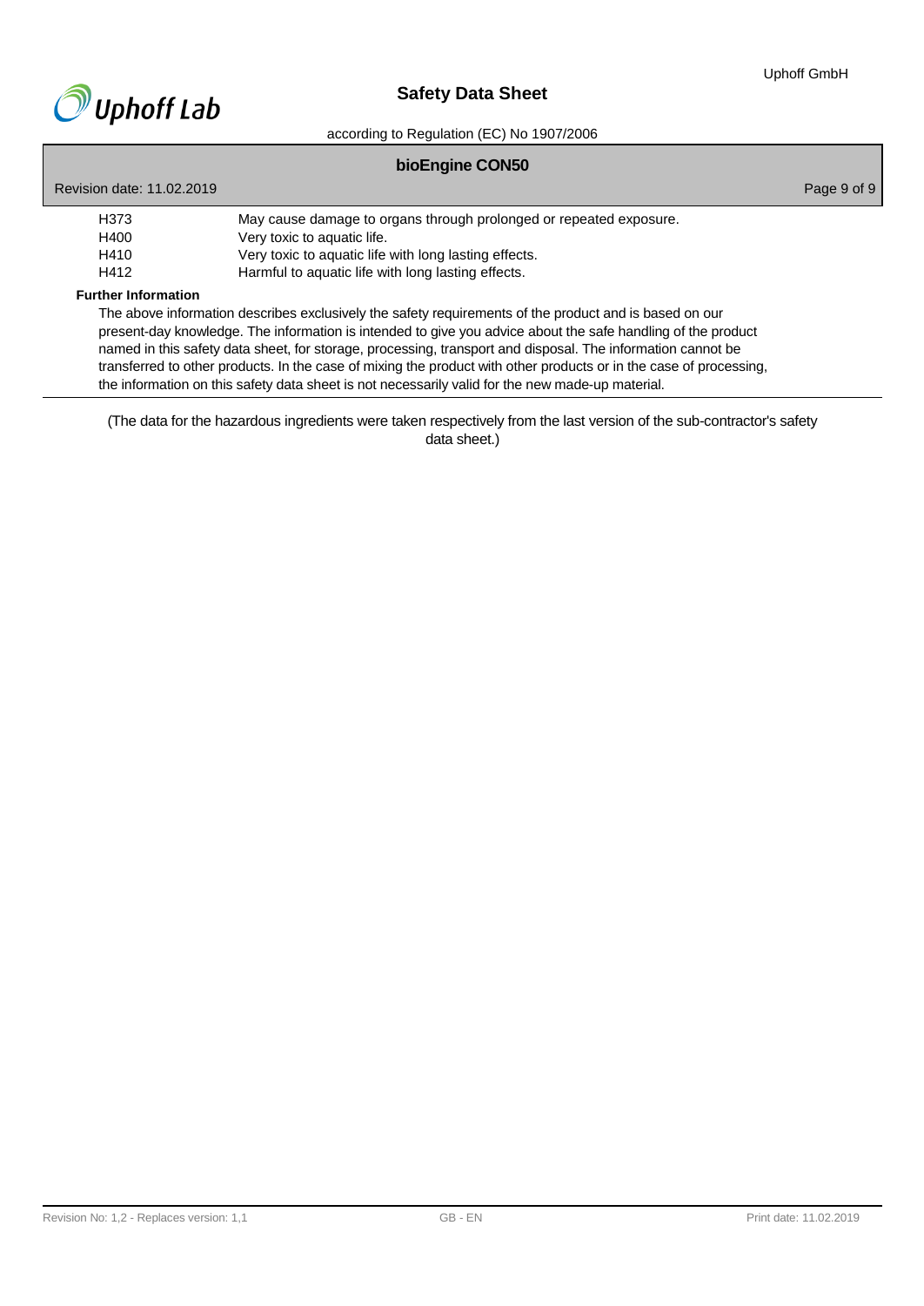| | |
|---|---|
| H373 | May cause damage to organs through prolonged or repeated exposure. |
| H400 | Very toxic to aquatic life. |
| H410 | Very toxic to aquatic life with long lasting effects. |
| H412 | Harmful to aquatic life with long lasting effects. |

**Further Information**

The above information describes exclusively the safety requirements of the product and is based on our present-day knowledge. The information is intended to give you advice about the safe handling of the product named in this safety data sheet, for storage, processing, transport and disposal. The information cannot be transferred to other products. In the case of mixing the product with other products or in the case of processing, the information on this safety data sheet is not necessarily valid for the new made-up material.

(The data for the hazardous ingredients were taken respectively from the last version of the sub-contractor's safety data sheet.)